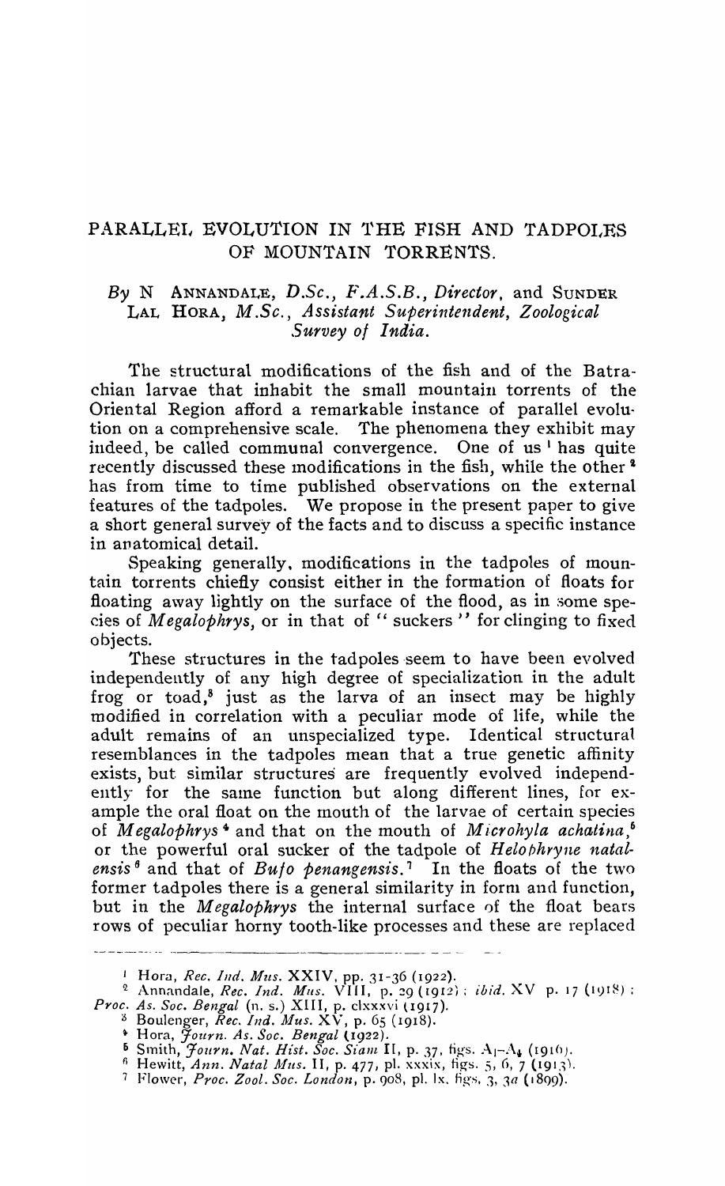# PARALLEL EVOLUTION IN THE FISH AND TADPOLES OF MOUNTAIN TORRENTS.

*By* N ANNANDALE, *D.Sc.*, *F.A.S.B.*, *Director*, and SUNDER LAL HORA, *M.Sc.*, *Assistant Superintendent*, *Zoological Survey of India.*

The structural modifications of the fish and of the Batrachian larvae that inhabit the small mountain torrents of the Oriental Region afford a remarkable instance of parallel evolution on a comprehensive scale. The phenomena they exhibit may indeed, be called communal convergence. One of us [1] has quite recently discussed these modifications in the fish, while the other [2] has from time to time published observations on the external features of the tadpoles. We propose in the present paper to give a short general survey of the facts and to discuss a specific instance in anatomical detail.

Speaking generally, modifications in the tadpoles of mountain torrents chiefly consist either in the formation of floats for floating away lightly on the surface of the flood, as in some species of *Megalophrys*, or in that of "suckers" for clinging to fixed objects.

These structures in the tadpoles seem to have been evolved independently of any high degree of specialization in the adult frog or toad,[3] just as the larva of an insect may be highly modified in correlation with a peculiar mode of life, while the adult remains of an unspecialized type. Identical structural resemblances in the tadpoles mean that a true genetic affinity exists, but similar structures are frequently evolved independently for the same function but along different lines, for example the oral float on the mouth of the larvae of certain species of *Megalophrys* [4] and that on the mouth of *Microhyla achatina*,[5] or the powerful oral sucker of the tadpole of *Helophryne natalensis* [6] and that of *Bufo penangensis*.[7] In the floats of the two former tadpoles there is a general similarity in form and function, but in the *Megalophrys* the internal surface of the float bears rows of peculiar horny tooth-like processes and these are replaced

---

[1] Hora, *Rec. Ind. Mus.* XXIV, pp. 31-36 (1922).

[2] Annandale, *Rec. Ind. Mus.* VIII, p. 29 (1912); *ibid.* XV p. 17 (1918); *Proc. As. Soc. Bengal* (n. s.) XIII, p. clxxxvi (1917).

[3] Boulenger, *Rec. Ind. Mus.* XV, p. 65 (1918).

[4] Hora, *Journ. As. Soc. Bengal* (1922).

[5] Smith, *Journ. Nat. Hist. Soc. Siam* II, p. 37, figs. $A_1$-$A_4$ (1916).

[6] Hewitt, *Ann. Natal Mus.* II, p. 477, pl. xxxix, figs. 5, 6, 7 (1913).

[7] Flower, *Proc. Zool. Soc. London*, p. 908, pl. lx, figs. 3, 3*a* (1899).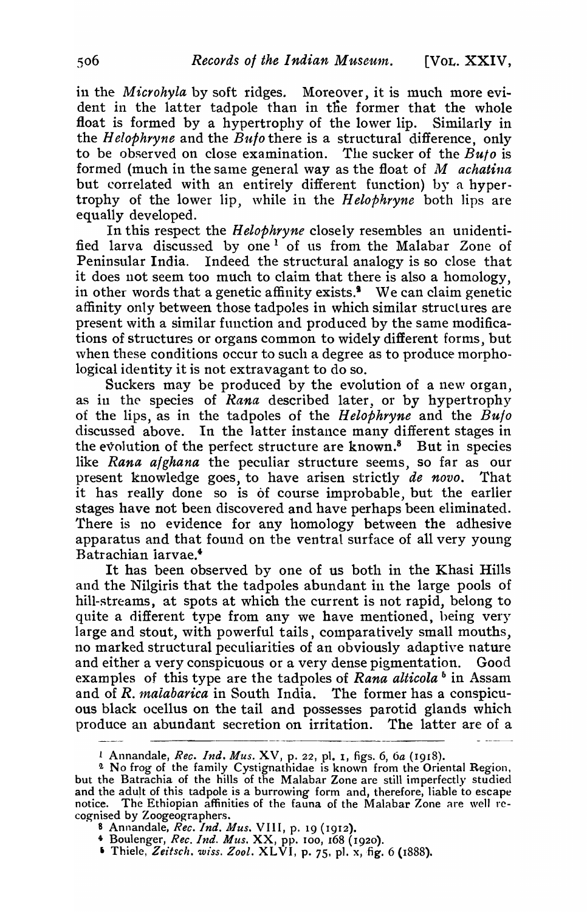in the *Microhyla* by soft ridges. Moreover, it is much more evident in the latter tadpole than in the former that the whole float is formed by a hypertrophy of the lower lip. Similarly in the *Helophryne* and the *Bufo* there is a structural difference, only to be observed on close examination. The sucker of the *Bufo* is formed (much in the same general way as the float of *M achatina* but correlated with an entirely different function) by a hypertrophy of the lower lip, while in the *Helophryne* both lips are equally developed.

In this respect the *Helophryne* closely resembles an unidentified larva discussed by one [1] of us from the Malabar Zone of Peninsular India. Indeed the structural analogy is so close that it does not seem too much to claim that there is also a homology, in other words that a genetic affinity exists.[2] We can claim genetic affinity only between those tadpoles in which similar structures are present with a similar function and produced by the same modifications of structures or organs common to widely different forms, but when these conditions occur to such a degree as to produce morphological identity it is not extravagant to do so.

Suckers may be produced by the evolution of a new organ, as in the species of *Rana* described later, or by hypertrophy of the lips, as in the tadpoles of the *Helophryne* and the *Bufo* discussed above. In the latter instance many different stages in the evolution of the perfect structure are known.[3] But in species like *Rana afghana* the peculiar structure seems, so far as our present knowledge goes, to have arisen strictly *de novo*. That it has really done so is of course improbable, but the earlier stages have not been discovered and have perhaps been eliminated. There is no evidence for any homology between the adhesive apparatus and that found on the ventral surface of all very young Batrachian larvae.[4]

It has been observed by one of us both in the Khasi Hills and the Nilgiris that the tadpoles abundant in the large pools of hill-streams, at spots at which the current is not rapid, belong to quite a different type from any we have mentioned, being very large and stout, with powerful tails, comparatively small mouths, no marked structural peculiarities of an obviously adaptive nature and either a very conspicuous or a very dense pigmentation. Good examples of this type are the tadpoles of *Rana alticola* [5] in Assam and of *R. malabarica* in South India. The former has a conspicuous black ocellus on the tail and possesses parotid glands which produce an abundant secretion on irritation. The latter are of a

---

[1] Annandale, *Rec. Ind. Mus.* XV, p. 22, pl. 1, figs. 6, 6a (1918).

[2] No frog of the family Cystignathidae is known from the Oriental Region, but the Batrachia of the hills of the Malabar Zone are still imperfectly studied and the adult of this tadpole is a burrowing form and, therefore, liable to escape notice. The Ethiopian affinities of the fauna of the Malabar Zone are well recognised by Zoogeographers.

[3] Annandale, *Rec. Ind. Mus.* VIII, p. 19 (1912).

[4] Boulenger, *Rec. Ind. Mus.* XX, pp. 100, 168 (1920).

[5] Thiele, *Zeitsch. wiss. Zool.* XLVI, p. 75, pl. x, fig. 6 (1888).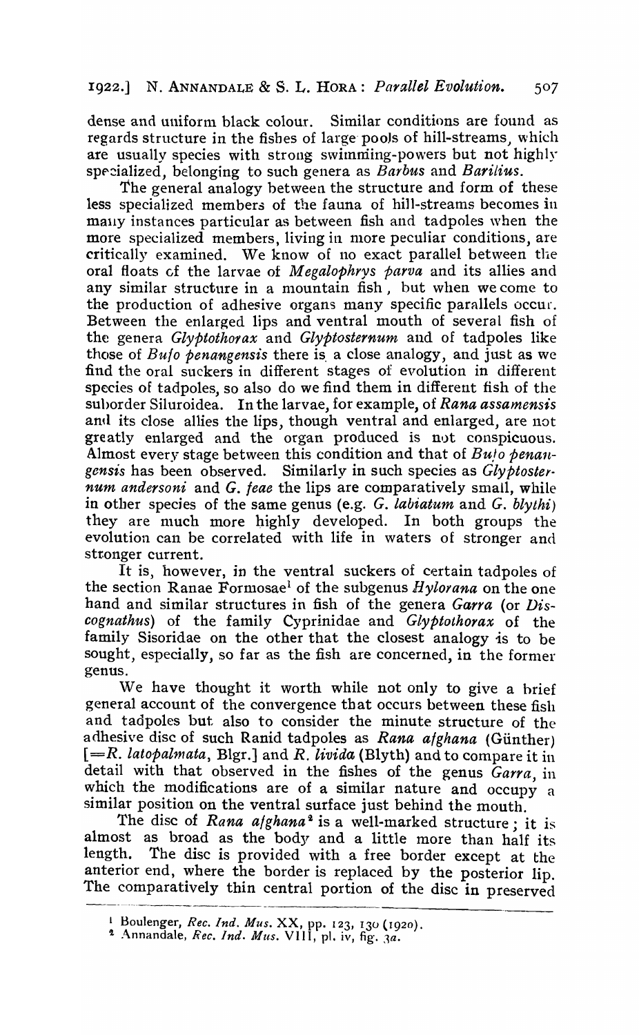dense and uniform black colour. Similar conditions are found as regards structure in the fishes of large pools of hill-streams, which are usually species with strong swimming-powers but not highly specialized, belonging to such genera as *Barbus* and *Barilius*.

The general analogy between the structure and form of these less specialized members of the fauna of hill-streams becomes in many instances particular as between fish and tadpoles when the more specialized members, living in more peculiar conditions, are critically examined. We know of no exact parallel between the oral floats of the larvae of *Megalophrys parva* and its allies and any similar structure in a mountain fish, but when we come to the production of adhesive organs many specific parallels occur. Between the enlarged lips and ventral mouth of several fish of the genera *Glyptothorax* and *Glyptosternum* and of tadpoles like those of *Bufo penangensis* there is a close analogy, and just as we find the oral suckers in different stages of evolution in different species of tadpoles, so also do we find them in different fish of the suborder Siluroidea. In the larvae, for example, of *Rana assamensis* and its close allies the lips, though ventral and enlarged, are not greatly enlarged and the organ produced is not conspicuous. Almost every stage between this condition and that of *Bufo penangensis* has been observed. Similarly in such species as *Glyptosternum andersoni* and *G. feae* the lips are comparatively small, while in other species of the same genus (e.g. *G. labiatum* and *G. blythi*) they are much more highly developed. In both groups the evolution can be correlated with life in waters of stronger and stronger current.

It is, however, in the ventral suckers of certain tadpoles of the section Ranae Formosae[1] of the subgenus *Hylorana* on the one hand and similar structures in fish of the genera *Garra* (or *Discognathus*) of the family Cyprinidae and *Glyptothorax* of the family Sisoridae on the other that the closest analogy is to be sought, especially, so far as the fish are concerned, in the former genus.

We have thought it worth while not only to give a brief general account of the convergence that occurs between these fish and tadpoles but also to consider the minute structure of the adhesive disc of such Ranid tadpoles as *Rana afghana* (Günther) [=*R. latopalmata*, Blgr.] and *R. livida* (Blyth) and to compare it in detail with that observed in the fishes of the genus *Garra*, in which the modifications are of a similar nature and occupy a similar position on the ventral surface just behind the mouth.

The disc of *Rana afghana*[2] is a well-marked structure; it is almost as broad as the body and a little more than half its length. The disc is provided with a free border except at the anterior end, where the border is replaced by the posterior lip. The comparatively thin central portion of the disc in preserved

---

[1] Boulenger, *Rec. Ind. Mus.* XX, pp. 123, 130 (1920).

[2] Annandale, *Rec. Ind. Mus.* VIII, pl. iv, fig. 3*a*.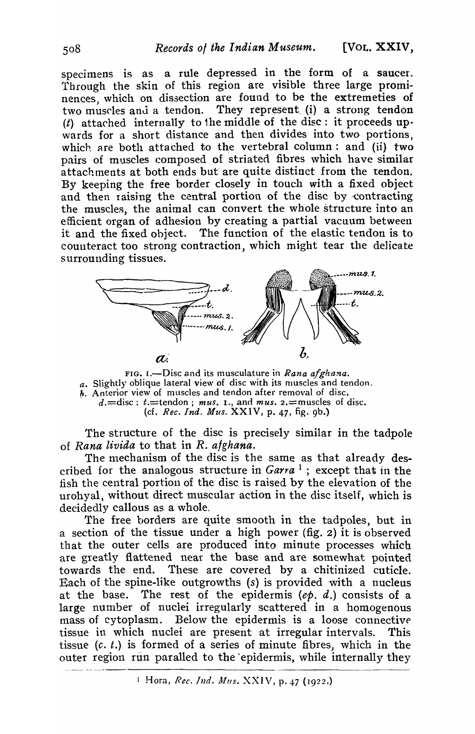specimens is as a rule depressed in the form of a saucer. Through the skin of this region are visible three large prominences, which on dissection are found to be the extremeties of two muscles and a tendon. They represent (i) a strong tendon (*t*) attached internally to the middle of the disc: it proceeds upwards for a short distance and then divides into two portions, which are both attached to the vertebral column: and (ii) two pairs of muscles composed of striated fibres which have similar attachments at both ends but are quite distinct from the tendon. By keeping the free border closely in touch with a fixed object and then raising the central portion of the disc by contracting the muscles, the animal can convert the whole structure into an efficient organ of adhesion by creating a partial vacuum between it and the fixed object. The function of the elastic tendon is to counteract too strong contraction, which might tear the delicate surrounding tissues.

FIG. 1.—Disc and its musculature in *Rana afghana*.
*a*. Slightly oblique lateral view of disc with its muscles and tendon.
*b*. Anterior view of muscles and tendon after removal of disc.
*d*.=disc; *t*.=tendon; *mus*. 1., and *mus*. 2.=muscles of disc.
(cf. *Rec. Ind. Mus.* XXIV, p. 47, fig. 9b.)

The structure of the disc is precisely similar in the tadpole of *Rana livida* to that in *R. afghana*.

The mechanism of the disc is the same as that already described for the analogous structure in *Garra* [1]; except that in the fish the central portion of the disc is raised by the elevation of the urohyal, without direct muscular action in the disc itself, which is decidedly callous as a whole.

The free borders are quite smooth in the tadpoles, but in a section of the tissue under a high power (fig. 2) it is observed that the outer cells are produced into minute processes which are greatly flattened near the base and are somewhat pointed towards the end. These are covered by a chitinized cuticle. Each of the spine-like outgrowths (*s*) is provided with a nucleus at the base. The rest of the epidermis (*ep. d.*) consists of a large number of nuclei irregularly scattered in a homogenous mass of cytoplasm. Below the epidermis is a loose connective tissue in which nuclei are present at irregular intervals. This tissue (*c. t.*) is formed of a series of minute fibres, which in the outer region run paralled to the epidermis, while internally they

[1] Hora, *Rec. Ind. Mus.* XXIV, p. 47 (1922.)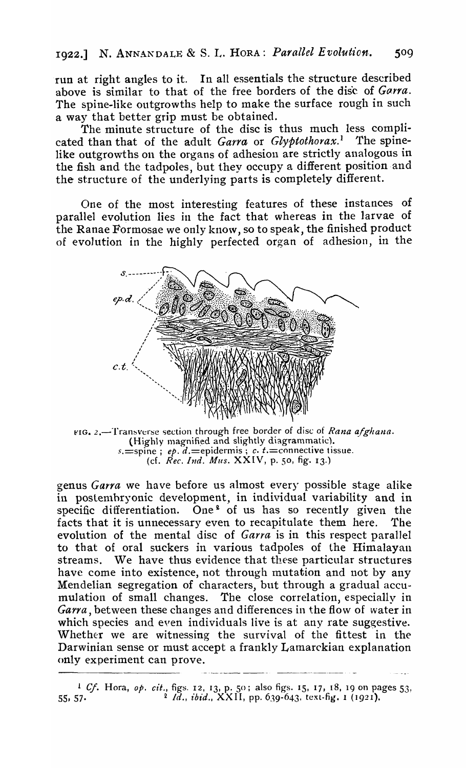run at right angles to it. In all essentials the structure described above is similar to that of the free borders of the disc of *Garra*. The spine-like outgrowths help to make the surface rough in such a way that better grip must be obtained.

The minute structure of the disc is thus much less complicated than that of the adult *Garra* or *Glyptothorax*.[1] The spine-like outgrowths on the organs of adhesion are strictly analogous in the fish and the tadpoles, but they occupy a different position and the structure of the underlying parts is completely different.

One of the most interesting features of these instances of parallel evolution lies in the fact that whereas in the larvae of the Ranae Formosae we only know, so to speak, the finished product of evolution in the highly perfected organ of adhesion, in the

s.

ep.d.

c.t.

FIG. 2.—Transverse section through free border of disc of *Rana afghana*. (Highly magnified and slightly diagrammatic). *s.*=spine ; *ep. d.*=epidermis ; *c. t.*=connective tissue. (cf. *Rec. Ind. Mus.* XXIV, p. 50, fig. 13.)

genus *Garra* we have before us almost every possible stage alike in postembryonic development, in individual variability and in specific differentiation. One[2] of us has so recently given the facts that it is unnecessary even to recapitulate them here. The evolution of the mental disc of *Garra* is in this respect parallel to that of oral suckers in various tadpoles of the Himalayan streams. We have thus evidence that these particular structures have come into existence, not through mutation and not by any Mendelian segregation of characters, but through a gradual accumulation of small changes. The close correlation, especially in *Garra*, between these changes and differences in the flow of water in which species and even individuals live is at any rate suggestive. Whether we are witnessing the survival of the fittest in the Darwinian sense or must accept a frankly Lamarckian explanation only experiment can prove.

---

[1] *Cf.* Hora, *op. cit.*, figs. 12, 13, p. 50; also figs. 15, 17, 18, 19 on pages 53, 55, 57.

[2] *Id.*, *ibid.*, XXII, pp. 639-643, text-fig. 1 (1921).